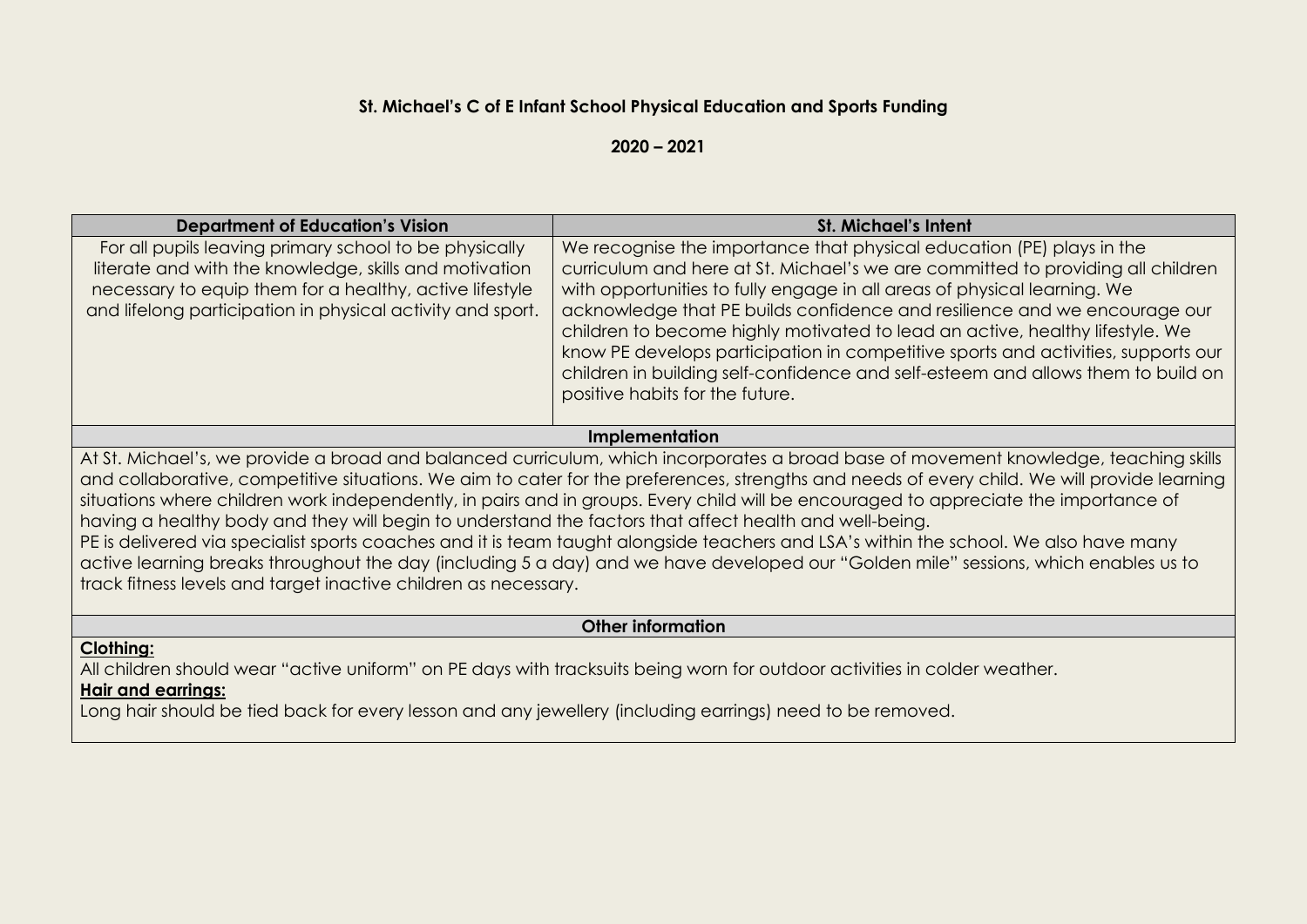# St. Michael's C of E Infant School Physical Education and Sports Funding

## 2020 – 2021

| Department of Education's Vision | St. Michael's Intent |
| --- | --- |
| For all pupils leaving primary school to be physically literate and with the knowledge, skills and motivation necessary to equip them for a healthy, active lifestyle and lifelong participation in physical activity and sport. | We recognise the importance that physical education (PE) plays in the curriculum and here at St. Michael's we are committed to providing all children with opportunities to fully engage in all areas of physical learning. We acknowledge that PE builds confidence and resilience and we encourage our children to become highly motivated to lead an active, healthy lifestyle. We know PE develops participation in competitive sports and activities, supports our children in building self-confidence and self-esteem and allows them to build on positive habits for the future. |

### Implementation

At St. Michael's, we provide a broad and balanced curriculum, which incorporates a broad base of movement knowledge, teaching skills and collaborative, competitive situations. We aim to cater for the preferences, strengths and needs of every child. We will provide learning situations where children work independently, in pairs and in groups. Every child will be encouraged to appreciate the importance of having a healthy body and they will begin to understand the factors that affect health and well-being.

PE is delivered via specialist sports coaches and it is team taught alongside teachers and LSA's within the school. We also have many active learning breaks throughout the day (including 5 a day) and we have developed our "Golden mile" sessions, which enables us to track fitness levels and target inactive children as necessary.

### Other information

**Clothing:**

All children should wear "active uniform" on PE days with tracksuits being worn for outdoor activities in colder weather.

**Hair and earrings:**

Long hair should be tied back for every lesson and any jewellery (including earrings) need to be removed.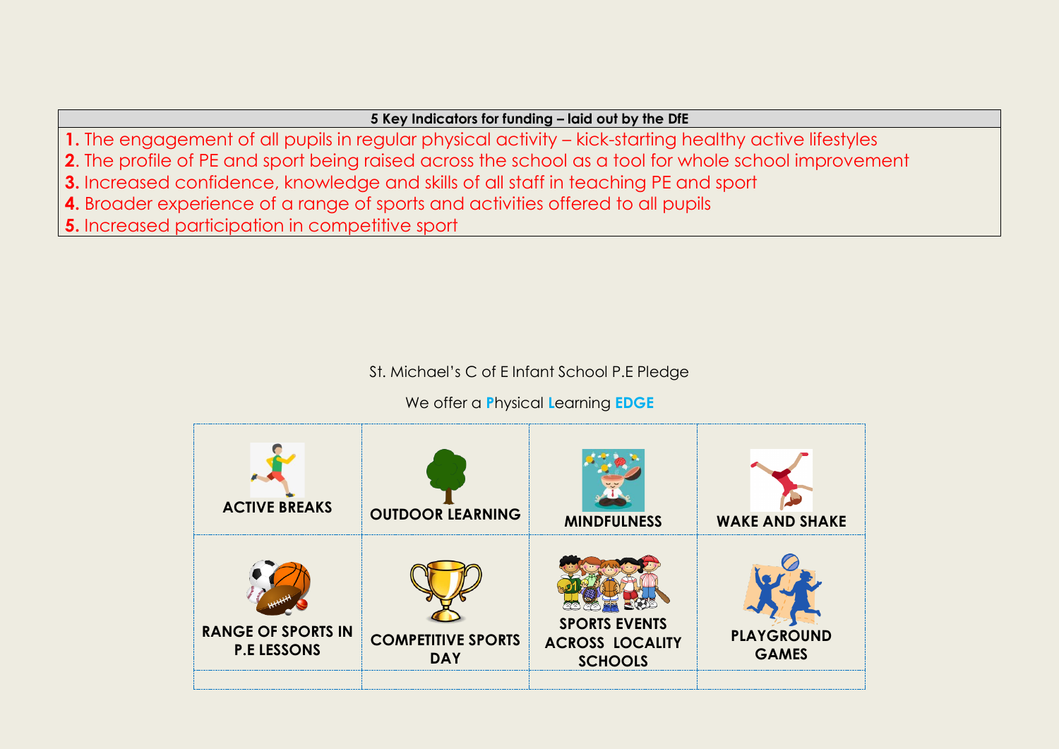| 5 Key Indicators for funding – laid out by the DfE |
|---|
| **1.** The engagement of all pupils in regular physical activity – kick-starting healthy active lifestyles |
| **2.** The profile of PE and sport being raised across the school as a tool for whole school improvement |
| **3.** Increased confidence, knowledge and skills of all staff in teaching PE and sport |
| **4.** Broader experience of a range of sports and activities offered to all pupils |
| **5.** Increased participation in competitive sport |

St. Michael's C of E Infant School P.E Pledge

We offer a **P**hysical **L**earning **EDGE**

| **ACTIVE BREAKS** | **OUTDOOR LEARNING** | **MINDFULNESS** | **WAKE AND SHAKE** |
|---|---|---|---|
| **RANGE OF SPORTS IN P.E LESSONS** | **COMPETITIVE SPORTS DAY** | **SPORTS EVENTS ACROSS LOCALITY SCHOOLS** | **PLAYGROUND GAMES** |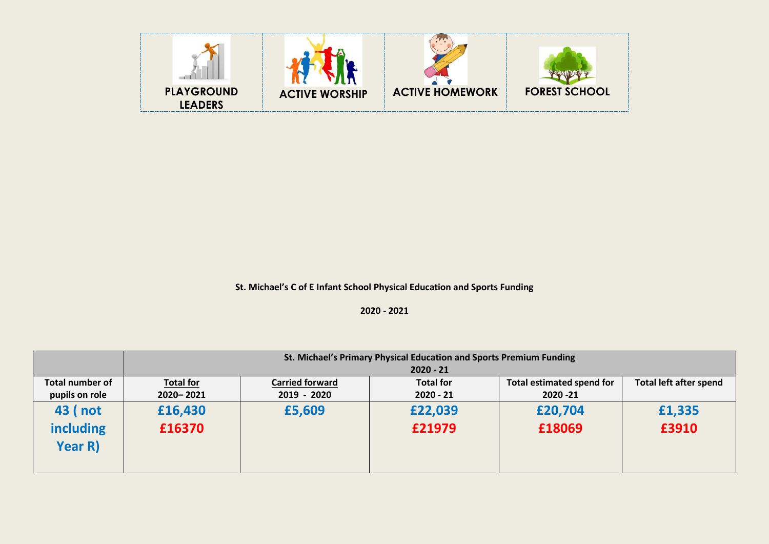| PLAYGROUND LEADERS | ACTIVE WORSHIP | ACTIVE HOMEWORK | FOREST SCHOOL |
| --- | --- | --- | --- |

**St. Michael's C of E Infant School Physical Education and Sports Funding**

**2020 - 2021**

| | St. Michael's Primary Physical Education and Sports Premium Funding 2020 - 21 | | | | |
| --- | --- | --- | --- | --- | --- |
| **Total number of pupils on role** | **Total for 2020– 2021** | **Carried forward 2019 - 2020** | **Total for 2020 - 21** | **Total estimated spend for 2020 -21** | **Total left after spend** |
| **43 ( not including Year R)** | **£16,430** **£16370** | **£5,609** | **£22,039** **£21979** | **£20,704** **£18069** | **£1,335** **£3910** |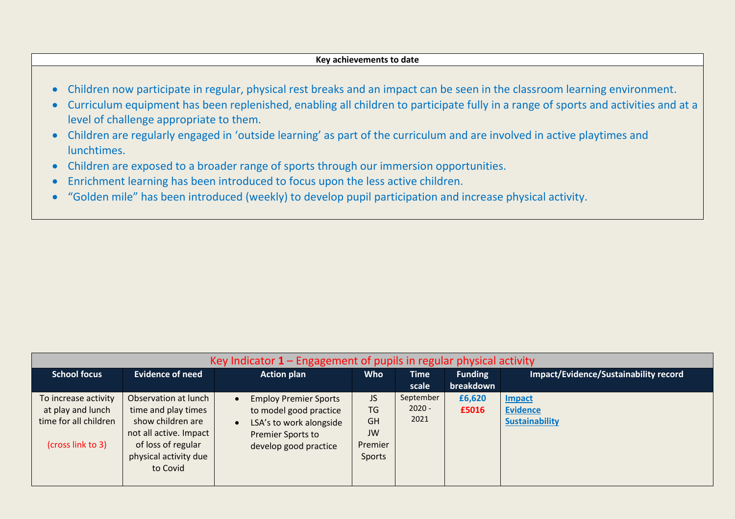**Key achievements to date**

- Children now participate in regular, physical rest breaks and an impact can be seen in the classroom learning environment.
- Curriculum equipment has been replenished, enabling all children to participate fully in a range of sports and activities and at a level of challenge appropriate to them.
- Children are regularly engaged in 'outside learning' as part of the curriculum and are involved in active playtimes and lunchtimes.
- Children are exposed to a broader range of sports through our immersion opportunities.
- Enrichment learning has been introduced to focus upon the less active children.
- "Golden mile" has been introduced (weekly) to develop pupil participation and increase physical activity.

| Key Indicator **1** – Engagement of pupils in regular physical activity | | | | | | |
|---|---|---|---|---|---|---|
| **School focus** | **Evidence of need** | **Action plan** | **Who** | **Time scale** | **Funding breakdown** | **Impact/Evidence/Sustainability record** |
| To increase activity at play and lunch time for all children<br><br>(cross link to 3) | Observation at lunch time and play times show children are not all active. Impact of loss of regular physical activity due to Covid | • Employ Premier Sports to model good practice<br>• LSA's to work alongside Premier Sports to develop good practice | JS<br>TG<br>GH<br>JW<br>Premier Sports | September 2020 - 2021 | **£6,620**<br>**£5016** | **Impact**<br>**Evidence**<br>**Sustainability** |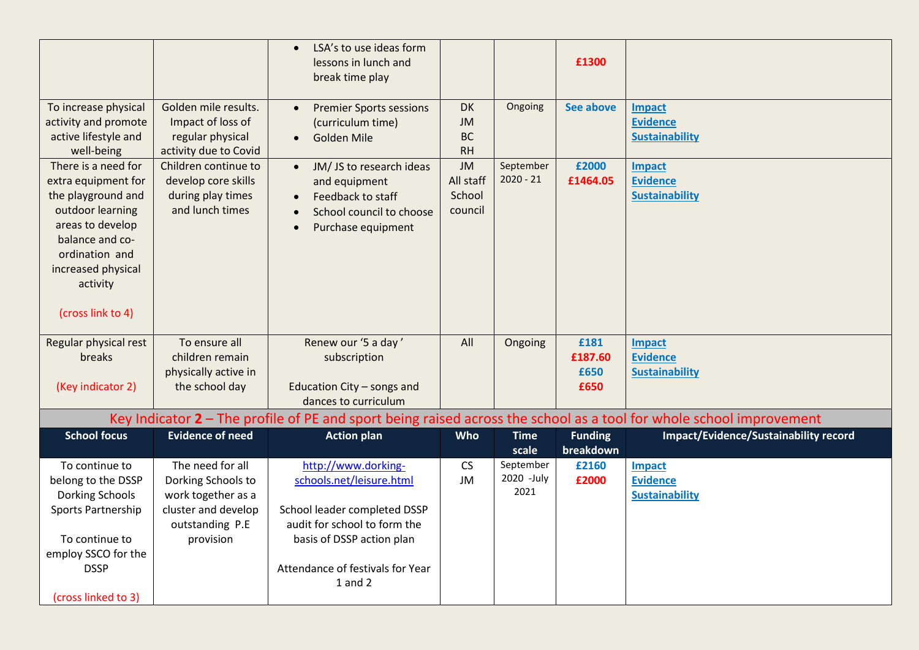| | | | | | | |
|---|---|---|---|---|---|---|
| | | • LSA's to use ideas form lessons in lunch and break time play | | | £1300 | |
| To increase physical activity and promote active lifestyle and well-being | Golden mile results. Impact of loss of regular physical activity due to Covid | • Premier Sports sessions (curriculum time)<br>• Golden Mile | DK<br>JM<br>BC<br>RH | Ongoing | See above | **Impact**<br>**Evidence**<br>**Sustainability** |
| There is a need for extra equipment for the playground and outdoor learning areas to develop balance and co-ordination and increased physical activity<br><br>(cross link to 4) | Children continue to develop core skills during play times and lunch times | • JM/ JS to research ideas and equipment<br>• Feedback to staff<br>• School council to choose<br>• Purchase equipment | JM<br>All staff<br>School council | September 2020 - 21 | £2000<br>£1464.05 | **Impact**<br>**Evidence**<br>**Sustainability** |
| Regular physical rest breaks<br><br>(Key indicator 2) | To ensure all children remain physically active in the school day | Renew our '5 a day' subscription<br><br>Education City – songs and dances to curriculum | All | Ongoing | £181<br>£187.60<br>£650<br>£650 | **Impact**<br>**Evidence**<br>**Sustainability** |

## Key Indicator **2** – The profile of PE and sport being raised across the school as a tool for whole school improvement

| School focus | Evidence of need | Action plan | Who | Time scale | Funding breakdown | Impact/Evidence/Sustainability record |
|---|---|---|---|---|---|---|
| To continue to belong to the DSSP Dorking Schools Sports Partnership<br><br>To continue to employ SSCO for the DSSP<br><br>(cross linked to 3) | The need for all Dorking Schools to work together as a cluster and develop outstanding P.E provision | http://www.dorking-schools.net/leisure.html<br><br>School leader completed DSSP audit for school to form the basis of DSSP action plan<br><br>Attendance of festivals for Year 1 and 2 | CS<br>JM | September 2020 -July 2021 | £2160<br>£2000 | **Impact**<br>**Evidence**<br>**Sustainability** |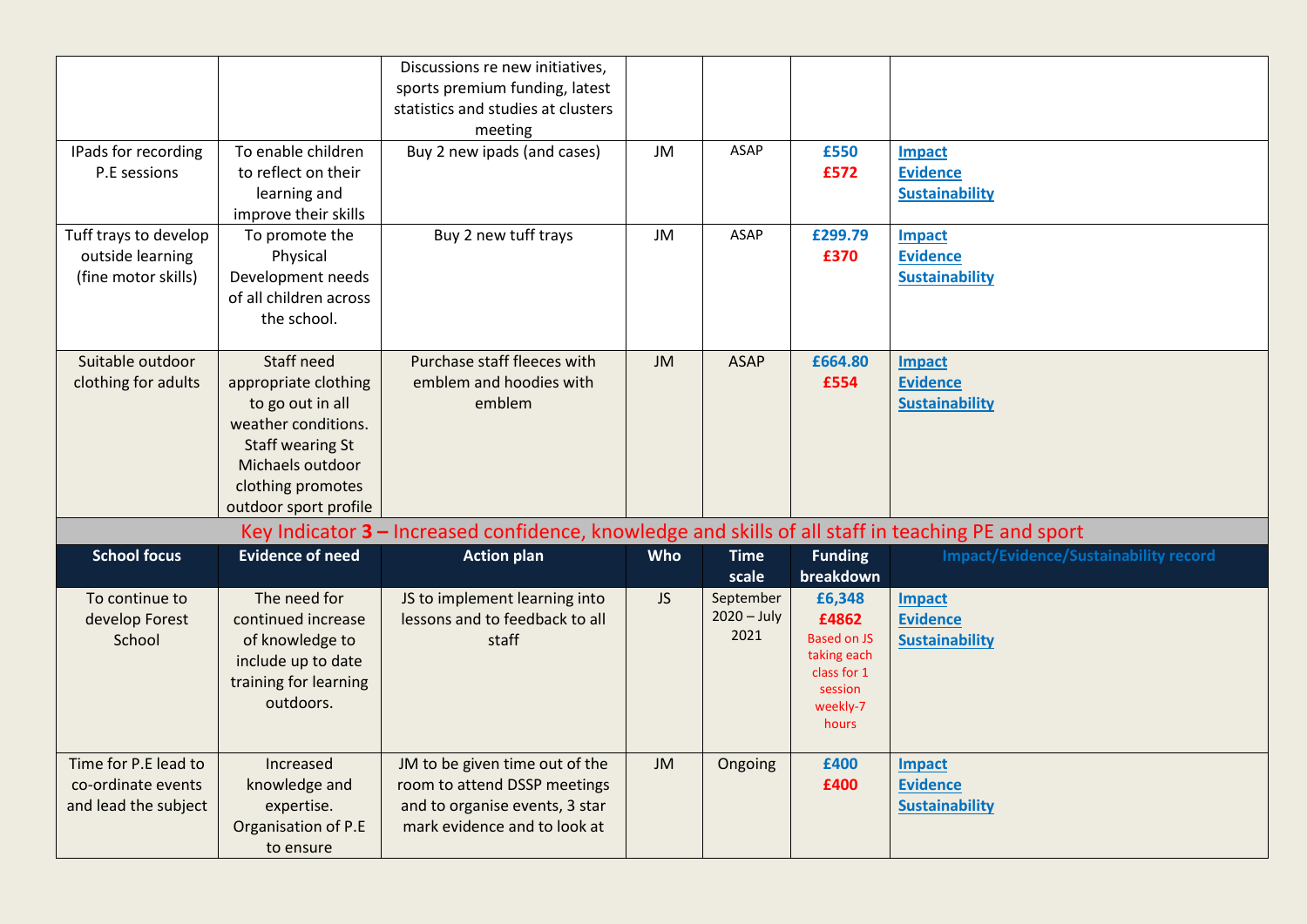| | | | | | | |
|---|---|---|---|---|---|---|
| | | Discussions re new initiatives, sports premium funding, latest statistics and studies at clusters meeting | | | | |
| IPads for recording P.E sessions | To enable children to reflect on their learning and improve their skills | Buy 2 new ipads (and cases) | JM | ASAP | **£550** **£572** | **Impact** **Evidence** **Sustainability** |
| Tuff trays to develop outside learning (fine motor skills) | To promote the Physical Development needs of all children across the school. | Buy 2 new tuff trays | JM | ASAP | **£299.79** **£370** | **Impact** **Evidence** **Sustainability** |
| Suitable outdoor clothing for adults | Staff need appropriate clothing to go out in all weather conditions. Staff wearing St Michaels outdoor clothing promotes outdoor sport profile | Purchase staff fleeces with emblem and hoodies with emblem | JM | ASAP | **£664.80** **£554** | **Impact** **Evidence** **Sustainability** |

## Key Indicator **3 –** Increased confidence, knowledge and skills of all staff in teaching PE and sport

| School focus | Evidence of need | Action plan | Who | Time scale | Funding breakdown | Impact/Evidence/Sustainability record |
|---|---|---|---|---|---|---|
| To continue to develop Forest School | The need for continued increase of knowledge to include up to date training for learning outdoors. | JS to implement learning into lessons and to feedback to all staff | JS | September 2020 – July 2021 | **£6,348** **£4862** Based on JS taking each class for 1 session weekly-7 hours | **Impact** **Evidence** **Sustainability** |
| Time for P.E lead to co-ordinate events and lead the subject | Increased knowledge and expertise. Organisation of P.E to ensure | JM to be given time out of the room to attend DSSP meetings and to organise events, 3 star mark evidence and to look at | JM | Ongoing | **£400** **£400** | **Impact** **Evidence** **Sustainability** |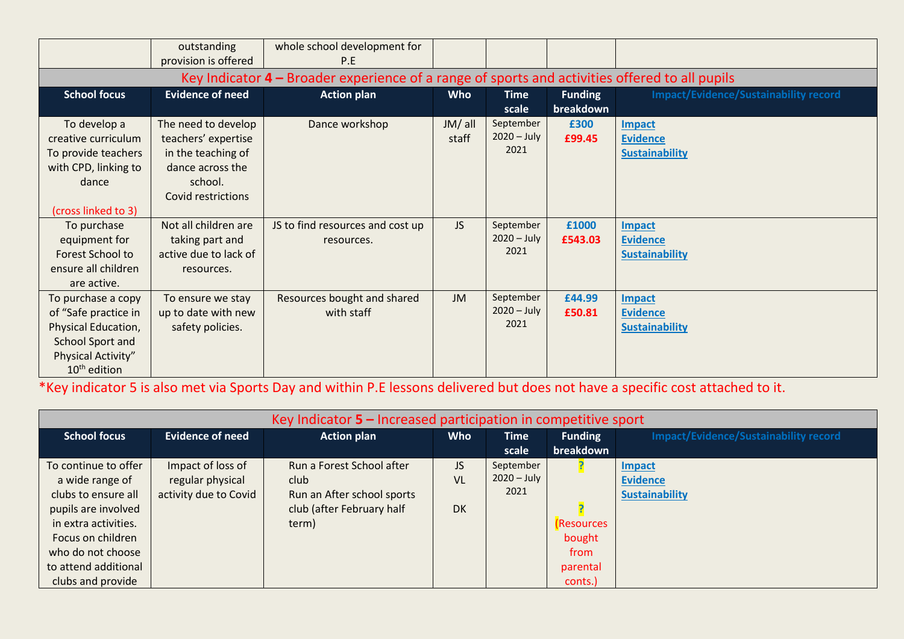| | outstanding provision is offered | whole school development for P.E | | | | |
|---|---|---|---|---|---|---|

## Key Indicator 4 – Broader experience of a range of sports and activities offered to all pupils

| School focus | Evidence of need | Action plan | Who | Time scale | Funding breakdown | Impact/Evidence/Sustainability record |
|---|---|---|---|---|---|---|
| To develop a creative curriculum To provide teachers with CPD, linking to dance (cross linked to 3) | The need to develop teachers' expertise in the teaching of dance across the school. Covid restrictions | Dance workshop | JM/ all staff | September 2020 – July 2021 | £300 £99.45 | Impact Evidence Sustainability |
| To purchase equipment for Forest School to ensure all children are active. | Not all children are taking part and active due to lack of resources. | JS to find resources and cost up resources. | JS | September 2020 – July 2021 | £1000 £543.03 | Impact Evidence Sustainability |
| To purchase a copy of "Safe practice in Physical Education, School Sport and Physical Activity" 10th edition | To ensure we stay up to date with new safety policies. | Resources bought and shared with staff | JM | September 2020 – July 2021 | £44.99 £50.81 | Impact Evidence Sustainability |

*Key indicator 5 is also met via Sports Day and within P.E lessons delivered but does not have a specific cost attached to it.

## Key Indicator 5 – Increased participation in competitive sport

| School focus | Evidence of need | Action plan | Who | Time scale | Funding breakdown | Impact/Evidence/Sustainability record |
|---|---|---|---|---|---|---|
| To continue to offer a wide range of clubs to ensure all pupils are involved in extra activities. Focus on children who do not choose to attend additional clubs and provide | Impact of loss of regular physical activity due to Covid | Run a Forest School after club<br>Run an After school sports club (after February half term) | JS<br>VL<br>DK | September 2020 – July 2021 | ?<br>?<br>(Resources bought from parental conts.) | Impact Evidence Sustainability |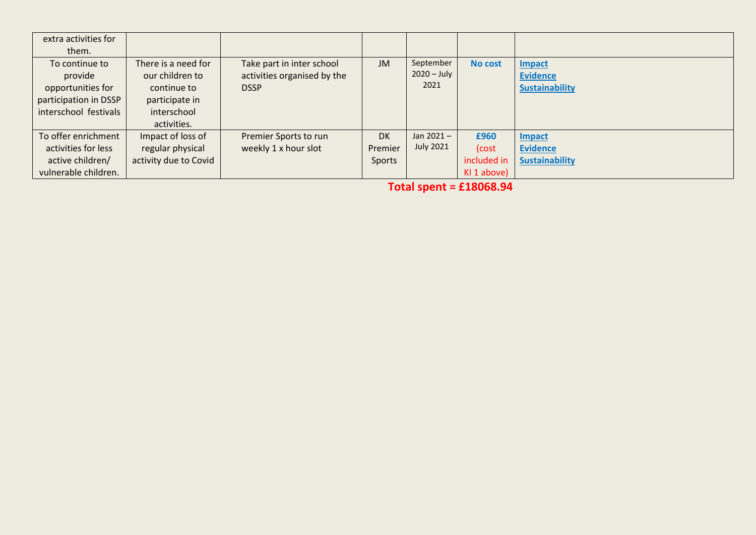| | | | | | | |
|---|---|---|---|---|---|---|
| extra activities for them. | | | | | | |
| To continue to provide opportunities for participation in DSSP interschool festivals | There is a need for our children to continue to participate in interschool activities. | Take part in inter school activities organised by the DSSP | JM | September 2020 – July 2021 | **No cost** | **Impact** **Evidence** **Sustainability** |
| To offer enrichment activities for less active children/ vulnerable children. | Impact of loss of regular physical activity due to Covid | Premier Sports to run weekly 1 x hour slot | DK Premier Sports | Jan 2021 – July 2021 | **£960** (cost included in KI 1 above) | **Impact** **Evidence** **Sustainability** |

**Total spent = £18068.94**